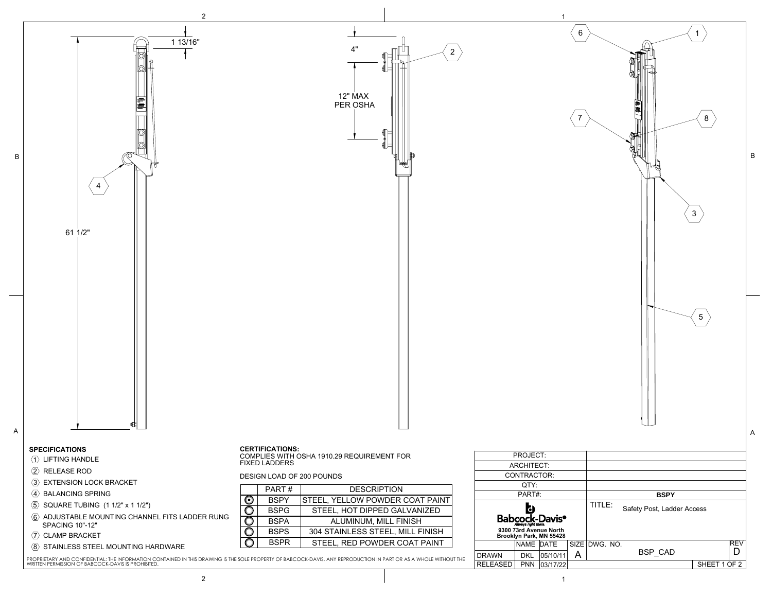1 13/16"

4"

12" MAX
PER OSHA

61 1/2"

## SPECIFICATIONS

1. LIFTING HANDLE
2. RELEASE ROD
3. EXTENSION LOCK BRACKET
4. BALANCING SPRING
5. SQUARE TUBING (1 1/2" x 1 1/2")
6. ADJUSTABLE MOUNTING CHANNEL FITS LADDER RUNG SPACING 10"-12"
7. CLAMP BRACKET
8. STAINLESS STEEL MOUNTING HARDWARE

## CERTIFICATIONS:

COMPLIES WITH OSHA 1910.29 REQUIREMENT FOR FIXED LADDERS

DESIGN LOAD OF 200 POUNDS

| | PART # | DESCRIPTION |
|---|---|---|
| ⦿ | BSPY | STEEL, YELLOW POWDER COAT PAINT |
| ◯ | BSPG | STEEL, HOT DIPPED GALVANIZED |
| ◯ | BSPA | ALUMINUM, MILL FINISH |
| ◯ | BSPS | 304 STAINLESS STEEL, MILL FINISH |
| ◯ | BSPR | STEEL, RED POWDER COAT PAINT |

PROPRIETARY AND CONFIDENTIAL: THE INFORMATION CONTAINED IN THIS DRAWING IS THE SOLE PROPERTY OF BABCOCK-DAVIS. ANY REPRODUCTION IN PART OR AS A WHOLE WITHOUT THE WRITTEN PERMISSION OF BABCOCK-DAVIS IS PROHIBITED.

| PROJECT: | |
|---|---|
| ARCHITECT: | |
| CONTRACTOR: | |
| QTY: | |
| PART#: | **BSPY** |

Babcock-Davis®
Always right there.
9300 73rd Avenue North
Brooklyn Park, MN 55428

TITLE: Safety Post, Ladder Access

| | NAME | DATE | SIZE | DWG. NO. | REV |
|---|---|---|---|---|---|
| DRAWN | DKL | 05/10/11 | A | BSP_CAD | D |
| RELEASED | PNN | 03/17/22 | | | |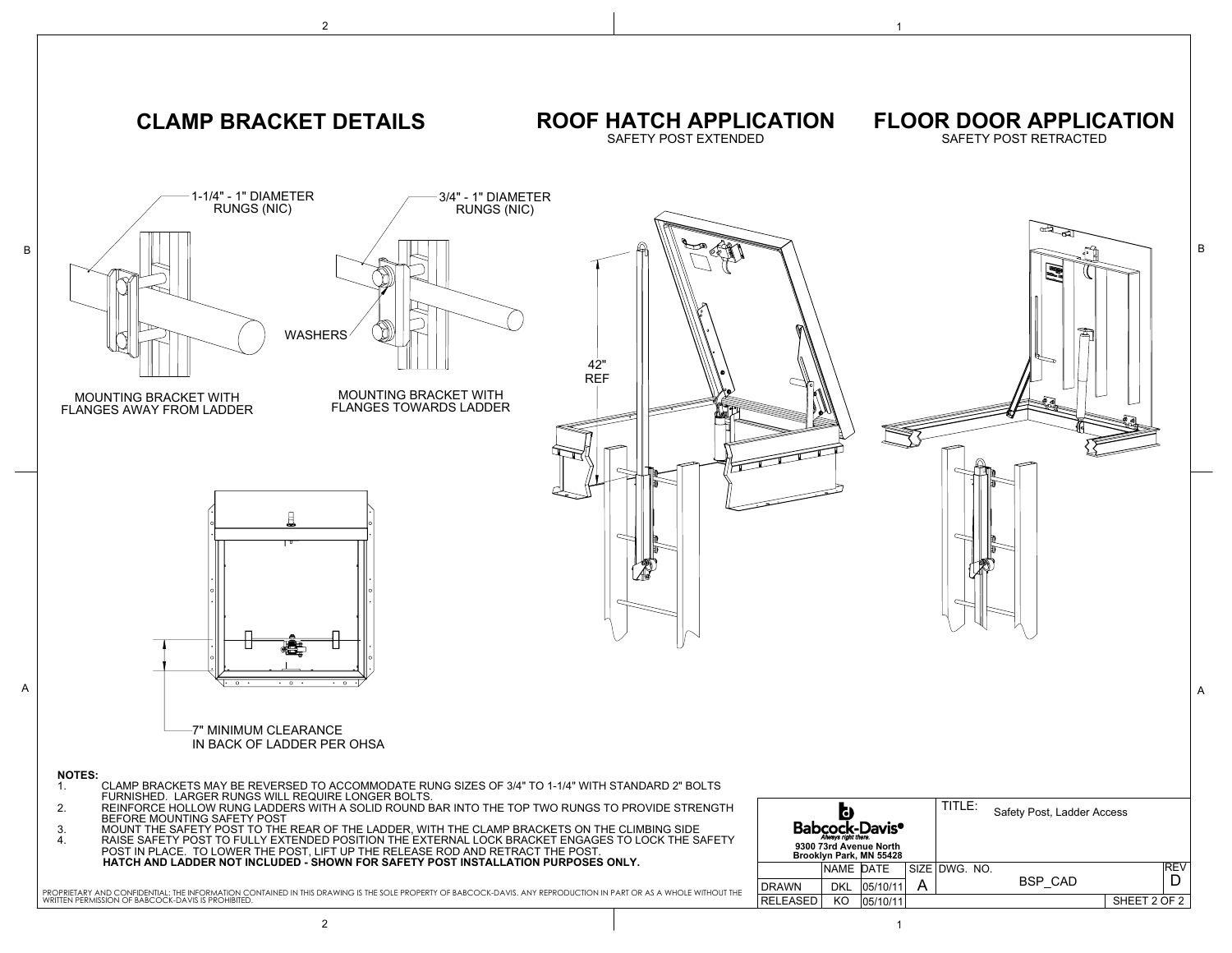## CLAMP BRACKET DETAILS

1-1/4" - 1" DIAMETER RUNGS (NIC)

3/4" - 1" DIAMETER RUNGS (NIC)

WASHERS

MOUNTING BRACKET WITH FLANGES AWAY FROM LADDER

MOUNTING BRACKET WITH FLANGES TOWARDS LADDER

7" MINIMUM CLEARANCE IN BACK OF LADDER PER OHSA

## ROOF HATCH APPLICATION

SAFETY POST EXTENDED

42" REF

## FLOOR DOOR APPLICATION

SAFETY POST RETRACTED

**NOTES:**

1. CLAMP BRACKETS MAY BE REVERSED TO ACCOMMODATE RUNG SIZES OF 3/4" TO 1-1/4" WITH STANDARD 2" BOLTS FURNISHED. LARGER RUNGS WILL REQUIRE LONGER BOLTS.
2. REINFORCE HOLLOW RUNG LADDERS WITH A SOLID ROUND BAR INTO THE TOP TWO RUNGS TO PROVIDE STRENGTH BEFORE MOUNTING SAFETY POST
3. MOUNT THE SAFETY POST TO THE REAR OF THE LADDER, WITH THE CLAMP BRACKETS ON THE CLIMBING SIDE
4. RAISE SAFETY POST TO FULLY EXTENDED POSITION THE EXTERNAL LOCK BRACKET ENGAGES TO LOCK THE SAFETY POST IN PLACE. TO LOWER THE POST, LIFT UP THE RELEASE ROD AND RETRACT THE POST.

**HATCH AND LADDER NOT INCLUDED - SHOWN FOR SAFETY POST INSTALLATION PURPOSES ONLY.**

PROPRIETARY AND CONFIDENTIAL: THE INFORMATION CONTAINED IN THIS DRAWING IS THE SOLE PROPERTY OF BABCOCK-DAVIS. ANY REPRODUCTION IN PART OR AS A WHOLE WITHOUT THE WRITTEN PERMISSION OF BABCOCK-DAVIS IS PROHIBITED.

| | | | | | |
|---|---|---|---|---|---|
| Babcock-Davis® Always right there. 9300 73rd Avenue North Brooklyn Park, MN 55428 | | | | TITLE: Safety Post, Ladder Access | |
| | NAME | DATE | SIZE | DWG. NO. BSP_CAD | REV D |
| DRAWN | DKL | 05/10/11 | A | | |
| RELEASED | KO | 05/10/11 | | | SHEET 2 OF 2 |